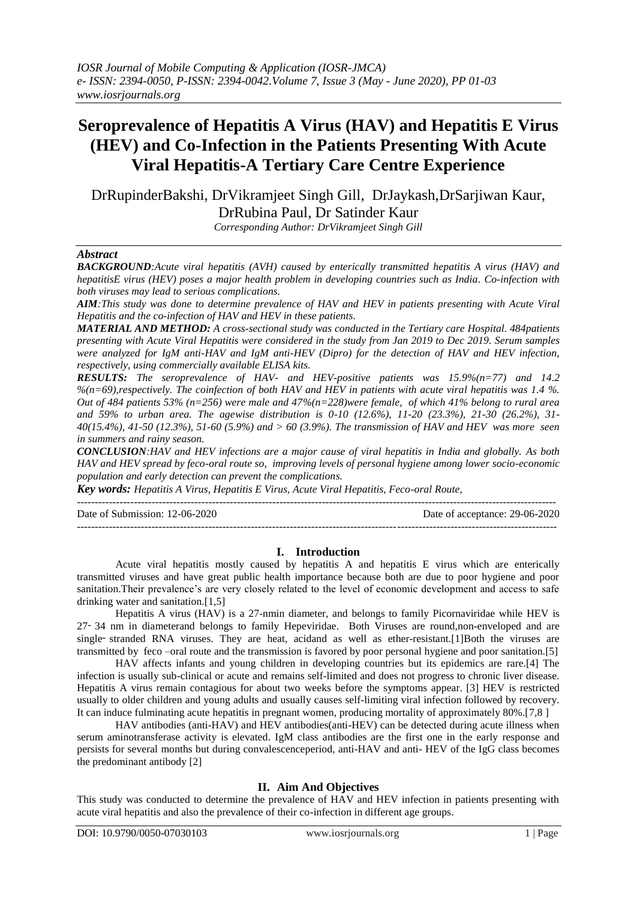# Seroprevalence of Hepatitis A Virus (HAV) and Hepatitis E Virus (HEV) and Co-Infection in the Patients Presenting With Acute Viral Hepatitis-A Tertiary Care Centre Experience

DrRupinderBakshi, DrVikramjeet Singh Gill, DrJaykash,DrSarjiwan Kaur, DrRubina Paul, Dr Satinder Kaur

*Corresponding Author: DrVikramjeet Singh Gill*

## *Abstract*

***BACKGROUND****:Acute viral hepatitis (AVH) caused by enterically transmitted hepatitis A virus (HAV) and hepatitisE virus (HEV) poses a major health problem in developing countries such as India. Co-infection with both viruses may lead to serious complications.*

***AIM****:This study was done to determine prevalence of HAV and HEV in patients presenting with Acute Viral Hepatitis and the co-infection of HAV and HEV in these patients.*

***MATERIAL AND METHOD:*** *A cross-sectional study was conducted in the Tertiary care Hospital. 484patients presenting with Acute Viral Hepatitis were considered in the study from Jan 2019 to Dec 2019. Serum samples were analyzed for IgM anti-HAV and IgM anti-HEV (Dipro) for the detection of HAV and HEV infection, respectively, using commercially available ELISA kits.*

***RESULTS:*** *The seroprevalence of HAV- and HEV-positive patients was 15.9%(n=77) and 14.2 %(n=69),respectively. The coinfection of both HAV and HEV in patients with acute viral hepatitis was 1.4 %. Out of 484 patients 53% (n=256) were male and 47%(n=228)were female, of which 41% belong to rural area and 59% to urban area. The agewise distribution is 0-10 (12.6%), 11-20 (23.3%), 21-30 (26.2%), 31-40(15.4%), 41-50 (12.3%), 51-60 (5.9%) and > 60 (3.9%). The transmission of HAV and HEV was more seen in summers and rainy season.*

***CONCLUSION****:HAV and HEV infections are a major cause of viral hepatitis in India and globally. As both HAV and HEV spread by feco-oral route so, improving levels of personal hygiene among lower socio-economic population and early detection can prevent the complications.*

***Key words:*** *Hepatitis A Virus, Hepatitis E Virus, Acute Viral Hepatitis, Feco-oral Route,*

---

Date of Submission: 12-06-2020 Date of acceptance: 29-06-2020

---

## I. Introduction

Acute viral hepatitis mostly caused by hepatitis A and hepatitis E virus which are enterically transmitted viruses and have great public health importance because both are due to poor hygiene and poor sanitation.Their prevalence's are very closely related to the level of economic development and access to safe drinking water and sanitation.[1,5]

Hepatitis A virus (HAV) is a 27-nmin diameter, and belongs to family Picornaviridae while HEV is 27‑ 34 nm in diameterand belongs to family Hepeviridae. Both Viruses are round,non-enveloped and are single‑ stranded RNA viruses. They are heat, acidand as well as ether-resistant.[1]Both the viruses are transmitted by feco –oral route and the transmission is favored by poor personal hygiene and poor sanitation.[5]

HAV affects infants and young children in developing countries but its epidemics are rare.[4] The infection is usually sub-clinical or acute and remains self-limited and does not progress to chronic liver disease. Hepatitis A virus remain contagious for about two weeks before the symptoms appear. [3] HEV is restricted usually to older children and young adults and usually causes self-limiting viral infection followed by recovery. It can induce fulminating acute hepatitis in pregnant women, producing mortality of approximately 80%.[7,8 ]

HAV antibodies (anti-HAV) and HEV antibodies(anti-HEV) can be detected during acute illness when serum aminotransferase activity is elevated. IgM class antibodies are the first one in the early response and persists for several months but during convalescenceperiod, anti-HAV and anti- HEV of the IgG class becomes the predominant antibody [2]

## II. Aim And Objectives

This study was conducted to determine the prevalence of HAV and HEV infection in patients presenting with acute viral hepatitis and also the prevalence of their co-infection in different age groups.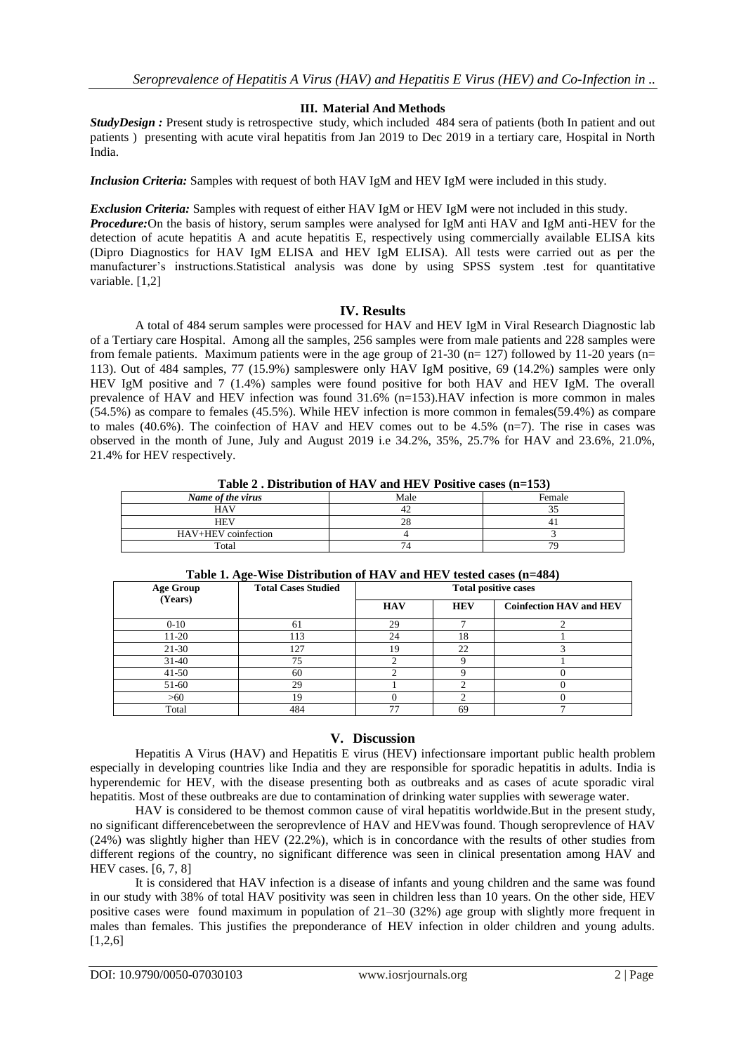## III. Material And Methods

***StudyDesign :*** Present study is retrospective study, which included 484 sera of patients (both In patient and out patients ) presenting with acute viral hepatitis from Jan 2019 to Dec 2019 in a tertiary care, Hospital in North India.

***Inclusion Criteria:*** Samples with request of both HAV IgM and HEV IgM were included in this study.

***Exclusion Criteria:*** Samples with request of either HAV IgM or HEV IgM were not included in this study.
***Procedure:***On the basis of history, serum samples were analysed for IgM anti HAV and IgM anti-HEV for the detection of acute hepatitis A and acute hepatitis E, respectively using commercially available ELISA kits (Dipro Diagnostics for HAV IgM ELISA and HEV IgM ELISA). All tests were carried out as per the manufacturer's instructions.Statistical analysis was done by using SPSS system .test for quantitative variable. [1,2]

## IV. Results

A total of 484 serum samples were processed for HAV and HEV IgM in Viral Research Diagnostic lab of a Tertiary care Hospital. Among all the samples, 256 samples were from male patients and 228 samples were from female patients. Maximum patients were in the age group of 21-30 (n= 127) followed by 11-20 years (n= 113). Out of 484 samples, 77 (15.9%) sampleswere only HAV IgM positive, 69 (14.2%) samples were only HEV IgM positive and 7 (1.4%) samples were found positive for both HAV and HEV IgM. The overall prevalence of HAV and HEV infection was found 31.6% (n=153).HAV infection is more common in males (54.5%) as compare to females (45.5%). While HEV infection is more common in females(59.4%) as compare to males (40.6%). The coinfection of HAV and HEV comes out to be 4.5% (n=7). The rise in cases was observed in the month of June, July and August 2019 i.e 34.2%, 35%, 25.7% for HAV and 23.6%, 21.0%, 21.4% for HEV respectively.

**Table 2 . Distribution of HAV and HEV Positive cases (n=153)**

| *Name of the virus* | Male | Female |
|---|---|---|
| HAV | 42 | 35 |
| HEV | 28 | 41 |
| HAV+HEV coinfection | 4 | 3 |
| Total | 74 | 79 |

**Table 1. Age-Wise Distribution of HAV and HEV tested cases (n=484)**

| Age Group (Years) | Total Cases Studied | Total positive cases | | |
|---|---|---|---|---|
| | | HAV | HEV | Coinfection HAV and HEV |
| 0-10 | 61 | 29 | 7 | 2 |
| 11-20 | 113 | 24 | 18 | 1 |
| 21-30 | 127 | 19 | 22 | 3 |
| 31-40 | 75 | 2 | 9 | 1 |
| 41-50 | 60 | 2 | 9 | 0 |
| 51-60 | 29 | 1 | 2 | 0 |
| >60 | 19 | 0 | 2 | 0 |
| Total | 484 | 77 | 69 | 7 |

## V. Discussion

Hepatitis A Virus (HAV) and Hepatitis E virus (HEV) infectionsare important public health problem especially in developing countries like India and they are responsible for sporadic hepatitis in adults. India is hyperendemic for HEV, with the disease presenting both as outbreaks and as cases of acute sporadic viral hepatitis. Most of these outbreaks are due to contamination of drinking water supplies with sewerage water.

HAV is considered to be themost common cause of viral hepatitis worldwide.But in the present study, no significant differencebetween the seroprevlence of HAV and HEVwas found. Though seroprevlence of HAV (24%) was slightly higher than HEV (22.2%), which is in concordance with the results of other studies from different regions of the country, no significant difference was seen in clinical presentation among HAV and HEV cases. [6, 7, 8]

It is considered that HAV infection is a disease of infants and young children and the same was found in our study with 38% of total HAV positivity was seen in children less than 10 years. On the other side, HEV positive cases were found maximum in population of 21–30 (32%) age group with slightly more frequent in males than females. This justifies the preponderance of HEV infection in older children and young adults. [1,2,6]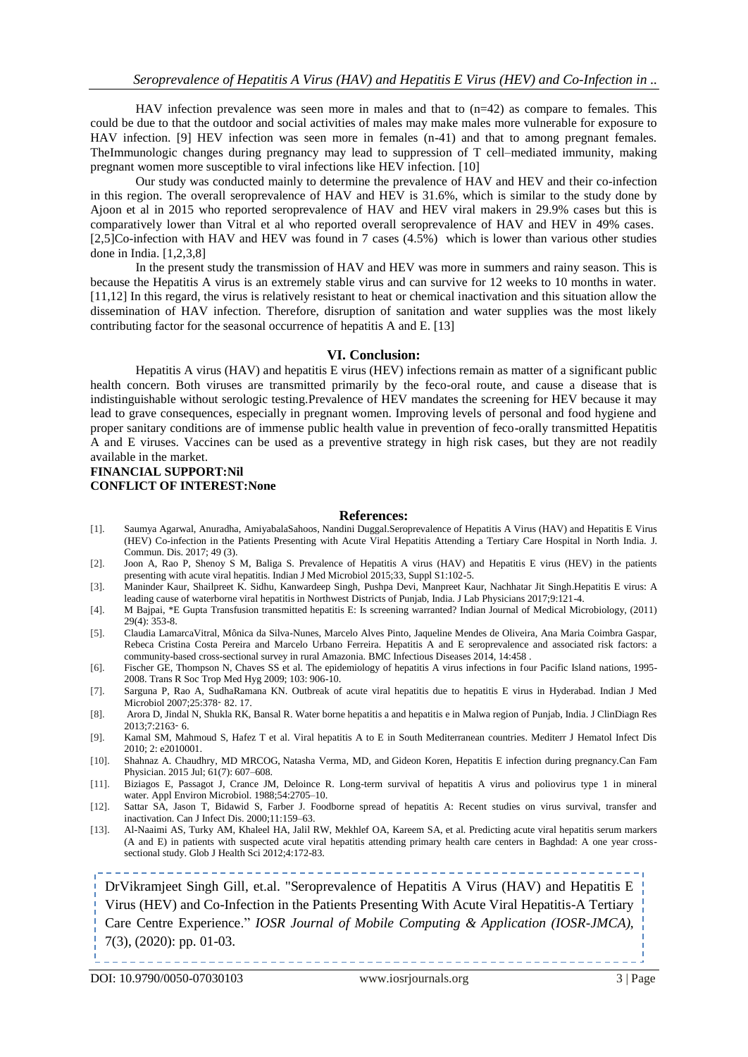HAV infection prevalence was seen more in males and that to (n=42) as compare to females. This could be due to that the outdoor and social activities of males may make males more vulnerable for exposure to HAV infection. [9] HEV infection was seen more in females (n-41) and that to among pregnant females. TheImmunologic changes during pregnancy may lead to suppression of T cell–mediated immunity, making pregnant women more susceptible to viral infections like HEV infection. [10]

Our study was conducted mainly to determine the prevalence of HAV and HEV and their co-infection in this region. The overall seroprevalence of HAV and HEV is 31.6%, which is similar to the study done by Ajoon et al in 2015 who reported seroprevalence of HAV and HEV viral makers in 29.9% cases but this is comparatively lower than Vitral et al who reported overall seroprevalence of HAV and HEV in 49% cases. [2,5]Co-infection with HAV and HEV was found in 7 cases (4.5%) which is lower than various other studies done in India. [1,2,3,8]

In the present study the transmission of HAV and HEV was more in summers and rainy season. This is because the Hepatitis A virus is an extremely stable virus and can survive for 12 weeks to 10 months in water. [11,12] In this regard, the virus is relatively resistant to heat or chemical inactivation and this situation allow the dissemination of HAV infection. Therefore, disruption of sanitation and water supplies was the most likely contributing factor for the seasonal occurrence of hepatitis A and E. [13]

## VI. Conclusion:

Hepatitis A virus (HAV) and hepatitis E virus (HEV) infections remain as matter of a significant public health concern. Both viruses are transmitted primarily by the feco-oral route, and cause a disease that is indistinguishable without serologic testing.Prevalence of HEV mandates the screening for HEV because it may lead to grave consequences, especially in pregnant women. Improving levels of personal and food hygiene and proper sanitary conditions are of immense public health value in prevention of feco-orally transmitted Hepatitis A and E viruses. Vaccines can be used as a preventive strategy in high risk cases, but they are not readily available in the market.

**FINANCIAL SUPPORT:Nil**
**CONFLICT OF INTEREST:None**

## References:

[1]. Saumya Agarwal, Anuradha, AmiyabalaSahoos, Nandini Duggal.Seroprevalence of Hepatitis A Virus (HAV) and Hepatitis E Virus (HEV) Co-infection in the Patients Presenting with Acute Viral Hepatitis Attending a Tertiary Care Hospital in North India. J. Commun. Dis. 2017; 49 (3).

[2]. Joon A, Rao P, Shenoy S M, Baliga S. Prevalence of Hepatitis A virus (HAV) and Hepatitis E virus (HEV) in the patients presenting with acute viral hepatitis. Indian J Med Microbiol 2015;33, Suppl S1:102-5.

[3]. Maninder Kaur, Shailpreet K. Sidhu, Kanwardeep Singh, Pushpa Devi, Manpreet Kaur, Nachhatar Jit Singh.Hepatitis E virus: A leading cause of waterborne viral hepatitis in Northwest Districts of Punjab, India. J Lab Physicians 2017;9:121-4.

[4]. M Bajpai, *E Gupta Transfusion transmitted hepatitis E: Is screening warranted? Indian Journal of Medical Microbiology, (2011) 29(4): 353-8.

[5]. Claudia LamarcaVitral, Mônica da Silva-Nunes, Marcelo Alves Pinto, Jaqueline Mendes de Oliveira, Ana Maria Coimbra Gaspar, Rebeca Cristina Costa Pereira and Marcelo Urbano Ferreira. Hepatitis A and E seroprevalence and associated risk factors: a community-based cross-sectional survey in rural Amazonia. BMC Infectious Diseases 2014, 14:458 .

[6]. Fischer GE, Thompson N, Chaves SS et al. The epidemiology of hepatitis A virus infections in four Pacific Island nations, 1995-2008. Trans R Soc Trop Med Hyg 2009; 103: 906-10.

[7]. Sarguna P, Rao A, SudhaRamana KN. Outbreak of acute viral hepatitis due to hepatitis E virus in Hyderabad. Indian J Med Microbiol 2007;25:378‑ 82. 17.

[8]. Arora D, Jindal N, Shukla RK, Bansal R. Water borne hepatitis a and hepatitis e in Malwa region of Punjab, India. J ClinDiagn Res 2013;7:2163‑ 6.

[9]. Kamal SM, Mahmoud S, Hafez T et al. Viral hepatitis A to E in South Mediterranean countries. Mediterr J Hematol Infect Dis 2010; 2: e2010001.

[10]. Shahnaz A. Chaudhry, MD MRCOG, Natasha Verma, MD, and Gideon Koren, Hepatitis E infection during pregnancy.Can Fam Physician. 2015 Jul; 61(7): 607–608.

[11]. Biziagos E, Passagot J, Crance JM, Deloince R. Long-term survival of hepatitis A virus and poliovirus type 1 in mineral water. Appl Environ Microbiol. 1988;54:2705–10.

[12]. Sattar SA, Jason T, Bidawid S, Farber J. Foodborne spread of hepatitis A: Recent studies on virus survival, transfer and inactivation. Can J Infect Dis. 2000;11:159–63.

[13]. Al-Naaimi AS, Turky AM, Khaleel HA, Jalil RW, Mekhlef OA, Kareem SA, et al. Predicting acute viral hepatitis serum markers (A and E) in patients with suspected acute viral hepatitis attending primary health care centers in Baghdad: A one year cross-sectional study. Glob J Health Sci 2012;4:172-83.

DrVikramjeet Singh Gill, et.al. "Seroprevalence of Hepatitis A Virus (HAV) and Hepatitis E Virus (HEV) and Co-Infection in the Patients Presenting With Acute Viral Hepatitis-A Tertiary Care Centre Experience." *IOSR Journal of Mobile Computing & Application (IOSR-JMCA),* 7(3), (2020): pp. 01-03.